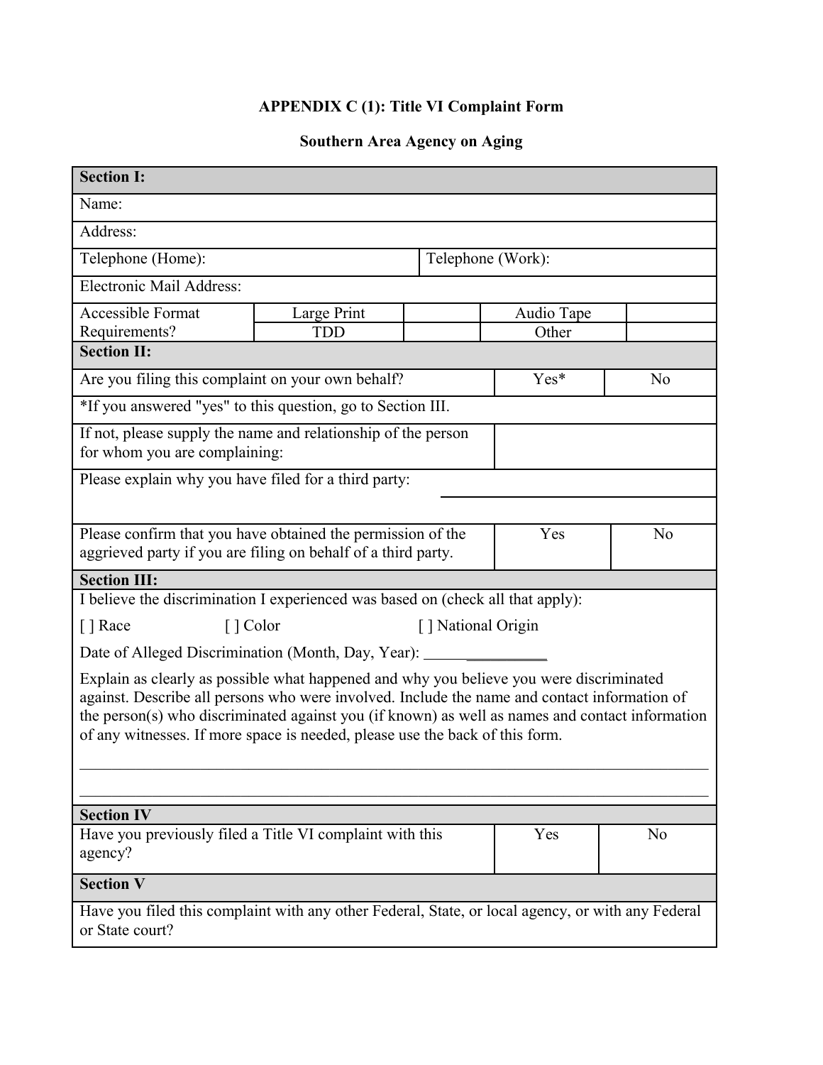**APPENDIX C (1): Title VI Complaint Form**

**Southern Area Agency on Aging**

| **Section I:** | | | | | |
|---|---|---|---|---|---|
| Name: | | | | | |
| Address: | | | | | |
| Telephone (Home): | | | Telephone (Work): | | |
| Electronic Mail Address: | | | | | |
| Accessible Format Requirements? | Large Print | | Audio Tape | | |
| | TDD | | Other | | |

| **Section II:** | | |
|---|---|---|
| Are you filing this complaint on your own behalf? | Yes* | No |
| *If you answered "yes" to this question, go to Section III. | | |
| If not, please supply the name and relationship of the person for whom you are complaining: | | |
| Please explain why you have filed for a third party: | | |
| Please confirm that you have obtained the permission of the aggrieved party if you are filing on behalf of a third party. | Yes | No |

**Section III:**

I believe the discrimination I experienced was based on (check all that apply):

[ ] Race [ ] Color [ ] National Origin

Date of Alleged Discrimination (Month, Day, Year): ________________

Explain as clearly as possible what happened and why you believe you were discriminated against. Describe all persons who were involved. Include the name and contact information of the person(s) who discriminated against you (if known) as well as names and contact information of any witnesses. If more space is needed, please use the back of this form.

______________________________________________________________________________

______________________________________________________________________________

| **Section IV** | | |
|---|---|---|
| Have you previously filed a Title VI complaint with this agency? | Yes | No |

| **Section V** |
|---|
| Have you filed this complaint with any other Federal, State, or local agency, or with any Federal or State court? |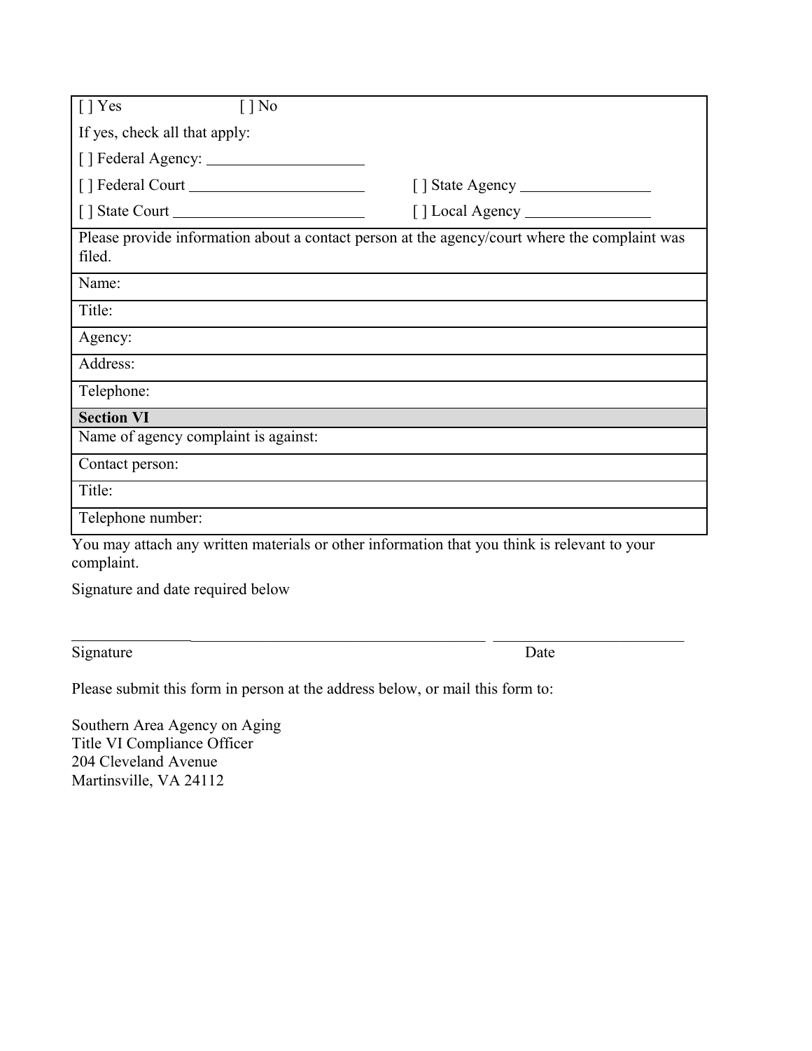| |
|---|
| [ ] Yes [ ] No |
| If yes, check all that apply: |
| [ ] Federal Agency: ____________________ |
| [ ] Federal Court ______________________ [ ] State Agency ________________ |
| [ ] State Court ________________________ [ ] Local Agency ________________ |
| Please provide information about a contact person at the agency/court where the complaint was filed. |
| Name: |
| Title: |
| Agency: |
| Address: |
| Telephone: |
| **Section VI** |
| Name of agency complaint is against: |
| Contact person: |
| Title: |
| Telephone number: |

You may attach any written materials or other information that you think is relevant to your complaint.

Signature and date required below

_______________________________________________________ ________________________

Signature Date

Please submit this form in person at the address below, or mail this form to:

Southern Area Agency on Aging
Title VI Compliance Officer
204 Cleveland Avenue
Martinsville, VA 24112